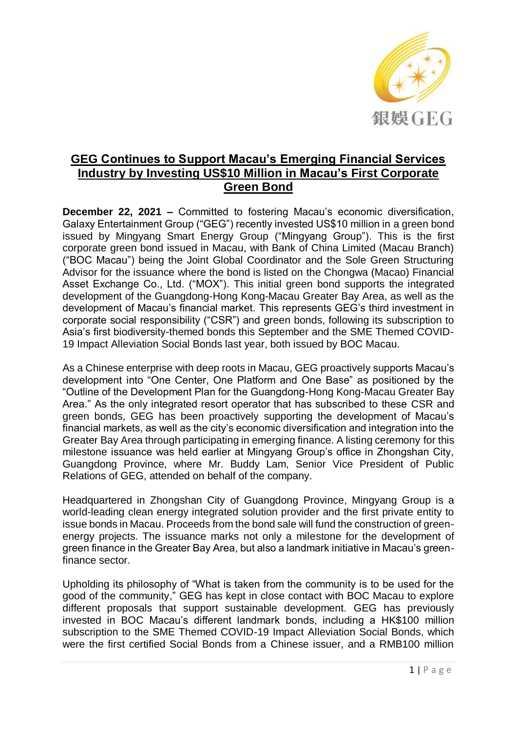# GEG Continues to Support Macau's Emerging Financial Services Industry by Investing US$10 Million in Macau's First Corporate Green Bond

**December 22, 2021 –** Committed to fostering Macau's economic diversification, Galaxy Entertainment Group ("GEG") recently invested US$10 million in a green bond issued by Mingyang Smart Energy Group ("Mingyang Group"). This is the first corporate green bond issued in Macau, with Bank of China Limited (Macau Branch) ("BOC Macau") being the Joint Global Coordinator and the Sole Green Structuring Advisor for the issuance where the bond is listed on the Chongwa (Macao) Financial Asset Exchange Co., Ltd. ("MOX"). This initial green bond supports the integrated development of the Guangdong-Hong Kong-Macau Greater Bay Area, as well as the development of Macau's financial market. This represents GEG's third investment in corporate social responsibility ("CSR") and green bonds, following its subscription to Asia's first biodiversity-themed bonds this September and the SME Themed COVID-19 Impact Alleviation Social Bonds last year, both issued by BOC Macau.

As a Chinese enterprise with deep roots in Macau, GEG proactively supports Macau's development into "One Center, One Platform and One Base" as positioned by the "Outline of the Development Plan for the Guangdong-Hong Kong-Macau Greater Bay Area." As the only integrated resort operator that has subscribed to these CSR and green bonds, GEG has been proactively supporting the development of Macau's financial markets, as well as the city's economic diversification and integration into the Greater Bay Area through participating in emerging finance. A listing ceremony for this milestone issuance was held earlier at Mingyang Group's office in Zhongshan City, Guangdong Province, where Mr. Buddy Lam, Senior Vice President of Public Relations of GEG, attended on behalf of the company.

Headquartered in Zhongshan City of Guangdong Province, Mingyang Group is a world-leading clean energy integrated solution provider and the first private entity to issue bonds in Macau. Proceeds from the bond sale will fund the construction of green-energy projects. The issuance marks not only a milestone for the development of green finance in the Greater Bay Area, but also a landmark initiative in Macau's green-finance sector.

Upholding its philosophy of "What is taken from the community is to be used for the good of the community," GEG has kept in close contact with BOC Macau to explore different proposals that support sustainable development. GEG has previously invested in BOC Macau's different landmark bonds, including a HK$100 million subscription to the SME Themed COVID-19 Impact Alleviation Social Bonds, which were the first certified Social Bonds from a Chinese issuer, and a RMB100 million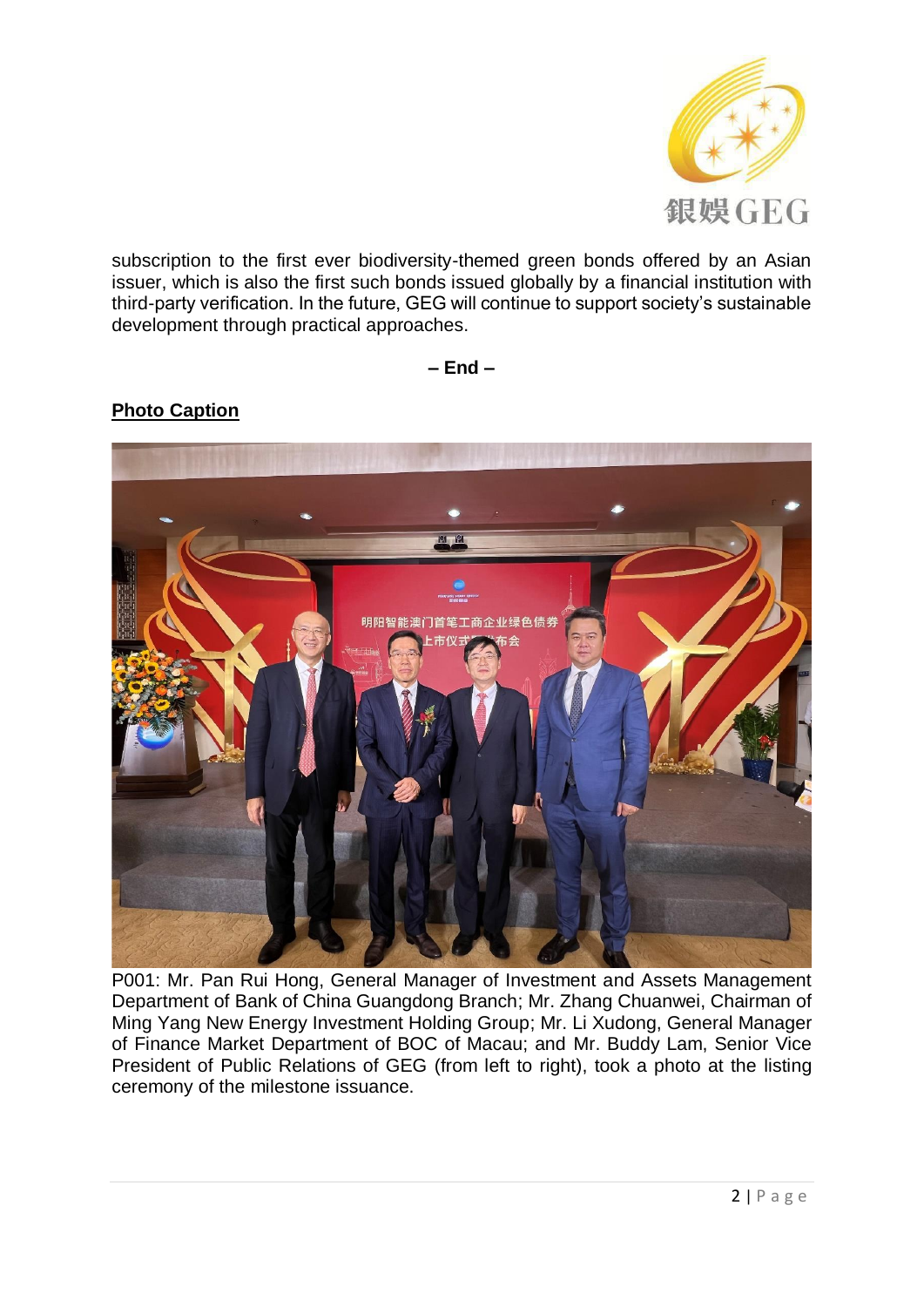subscription to the first ever biodiversity-themed green bonds offered by an Asian issuer, which is also the first such bonds issued globally by a financial institution with third-party verification. In the future, GEG will continue to support society's sustainable development through practical approaches.

**– End –**

**Photo Caption**

P001: Mr. Pan Rui Hong, General Manager of Investment and Assets Management Department of Bank of China Guangdong Branch; Mr. Zhang Chuanwei, Chairman of Ming Yang New Energy Investment Holding Group; Mr. Li Xudong, General Manager of Finance Market Department of BOC of Macau; and Mr. Buddy Lam, Senior Vice President of Public Relations of GEG (from left to right), took a photo at the listing ceremony of the milestone issuance.